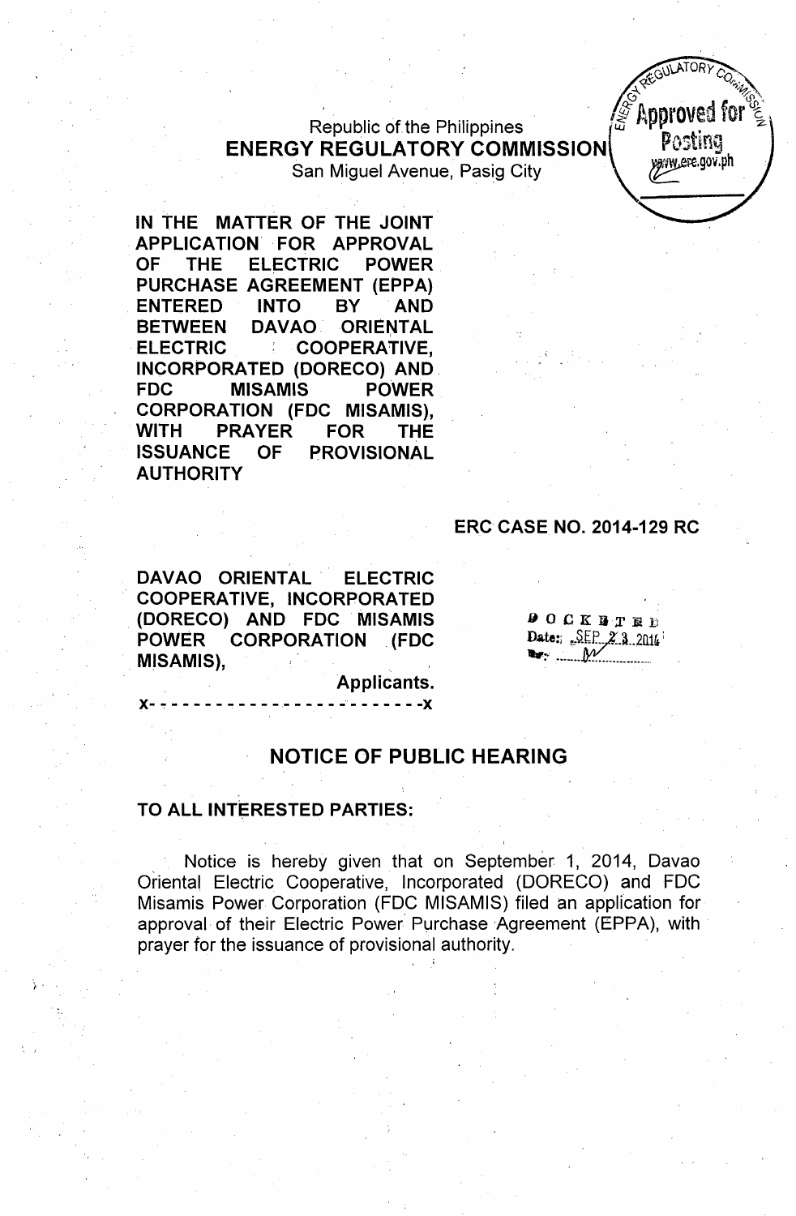Republic of the Philippines
**ENERGY REGULATORY COMMISSION**
San Miguel Avenue, Pasig City

**IN THE MATTER OF THE JOINT APPLICATION FOR APPROVAL OF THE ELECTRIC POWER PURCHASE AGREEMENT (EPPA) ENTERED INTO BY AND BETWEEN DAVAO ORIENTAL ELECTRIC COOPERATIVE, INCORPORATED (DORECO) AND FDC MISAMIS POWER CORPORATION (FDC MISAMIS), WITH PRAYER FOR THE ISSUANCE OF PROVISIONAL AUTHORITY**

**ERC CASE NO. 2014-129 RC**

**DAVAO ORIENTAL ELECTRIC COOPERATIVE, INCORPORATED (DORECO) AND FDC MISAMIS POWER CORPORATION (FDC MISAMIS),**

**Applicants.**

x- - - - - - - - - - - - - - - - - - - - - - - - -x

DOCKETED
Date: SEP 23 2014

## NOTICE OF PUBLIC HEARING

**TO ALL INTERESTED PARTIES:**

Notice is hereby given that on September 1, 2014, Davao Oriental Electric Cooperative, Incorporated (DORECO) and FDC Misamis Power Corporation (FDC MISAMIS) filed an application for approval of their Electric Power Purchase Agreement (EPPA), with prayer for the issuance of provisional authority.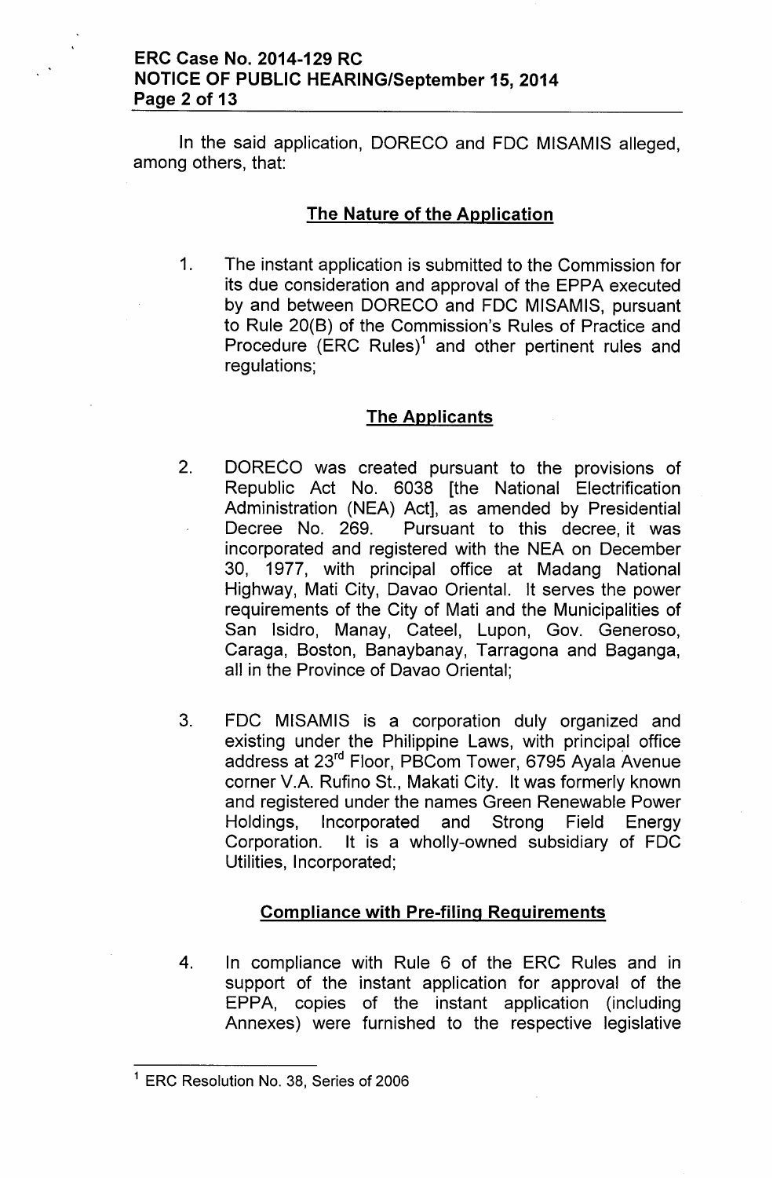In the said application, DORECO and FDC MISAMIS alleged, among others, that:

## The Nature of the Application

1. The instant application is submitted to the Commission for its due consideration and approval of the EPPA executed by and between DORECO and FDC MISAMIS, pursuant to Rule 20(B) of the Commission's Rules of Practice and Procedure (ERC Rules)[1] and other pertinent rules and regulations;

## The Applicants

2. DORECO was created pursuant to the provisions of Republic Act No. 6038 [the National Electrification Administration (NEA) Act], as amended by Presidential Decree No. 269. Pursuant to this decree, it was incorporated and registered with the NEA on December 30, 1977, with principal office at Madang National Highway, Mati City, Davao Oriental. It serves the power requirements of the City of Mati and the Municipalities of San Isidro, Manay, Cateel, Lupon, Gov. Generoso, Caraga, Boston, Banaybanay, Tarragona and Baganga, all in the Province of Davao Oriental;

3. FDC MISAMIS is a corporation duly organized and existing under the Philippine Laws, with principal office address at 23rd Floor, PBCom Tower, 6795 Ayala Avenue corner V.A. Rufino St., Makati City. It was formerly known and registered under the names Green Renewable Power Holdings, Incorporated and Strong Field Energy Corporation. It is a wholly-owned subsidiary of FDC Utilities, Incorporated;

## Compliance with Pre-filing Requirements

4. In compliance with Rule 6 of the ERC Rules and in support of the instant application for approval of the EPPA, copies of the instant application (including Annexes) were furnished to the respective legislative

[1] ERC Resolution No. 38, Series of 2006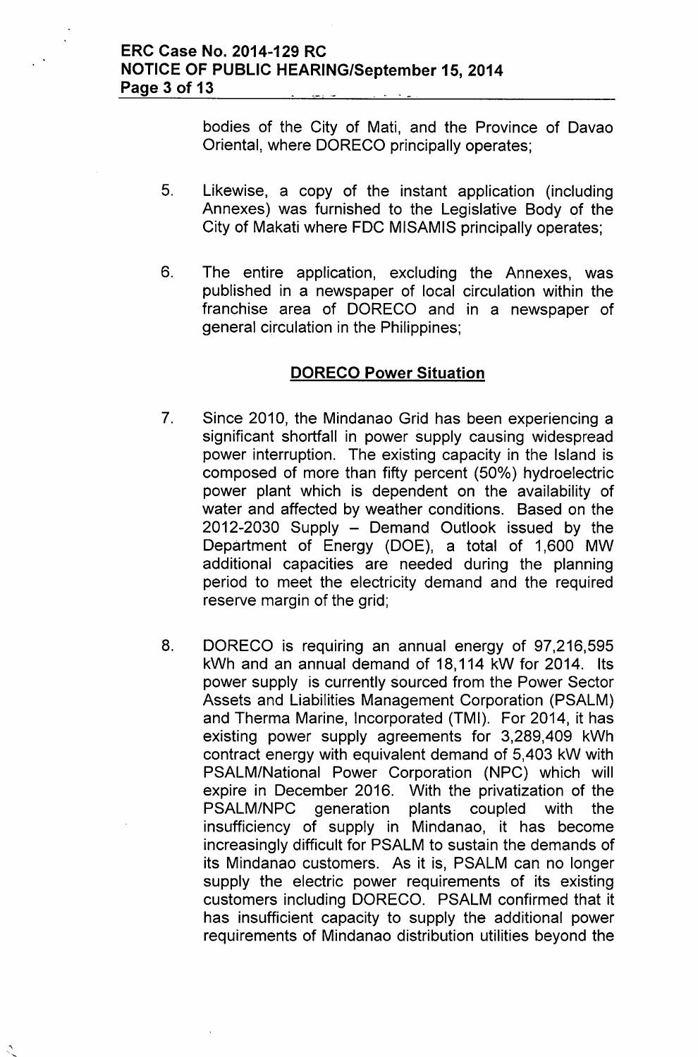bodies of the City of Mati, and the Province of Davao Oriental, where DORECO principally operates;

5. Likewise, a copy of the instant application (including Annexes) was furnished to the Legislative Body of the City of Makati where FDC MISAMIS principally operates;

6. The entire application, excluding the Annexes, was published in a newspaper of local circulation within the franchise area of DORECO and in a newspaper of general circulation in the Philippines;

**DORECO Power Situation**

7. Since 2010, the Mindanao Grid has been experiencing a significant shortfall in power supply causing widespread power interruption. The existing capacity in the Island is composed of more than fifty percent (50%) hydroelectric power plant which is dependent on the availability of water and affected by weather conditions. Based on the 2012-2030 Supply – Demand Outlook issued by the Department of Energy (DOE), a total of 1,600 MW additional capacities are needed during the planning period to meet the electricity demand and the required reserve margin of the grid;

8. DORECO is requiring an annual energy of 97,216,595 kWh and an annual demand of 18,114 kW for 2014. Its power supply is currently sourced from the Power Sector Assets and Liabilities Management Corporation (PSALM) and Therma Marine, Incorporated (TMI). For 2014, it has existing power supply agreements for 3,289,409 kWh contract energy with equivalent demand of 5,403 kW with PSALM/National Power Corporation (NPC) which will expire in December 2016. With the privatization of the PSALM/NPC generation plants coupled with the insufficiency of supply in Mindanao, it has become increasingly difficult for PSALM to sustain the demands of its Mindanao customers. As it is, PSALM can no longer supply the electric power requirements of its existing customers including DORECO. PSALM confirmed that it has insufficient capacity to supply the additional power requirements of Mindanao distribution utilities beyond the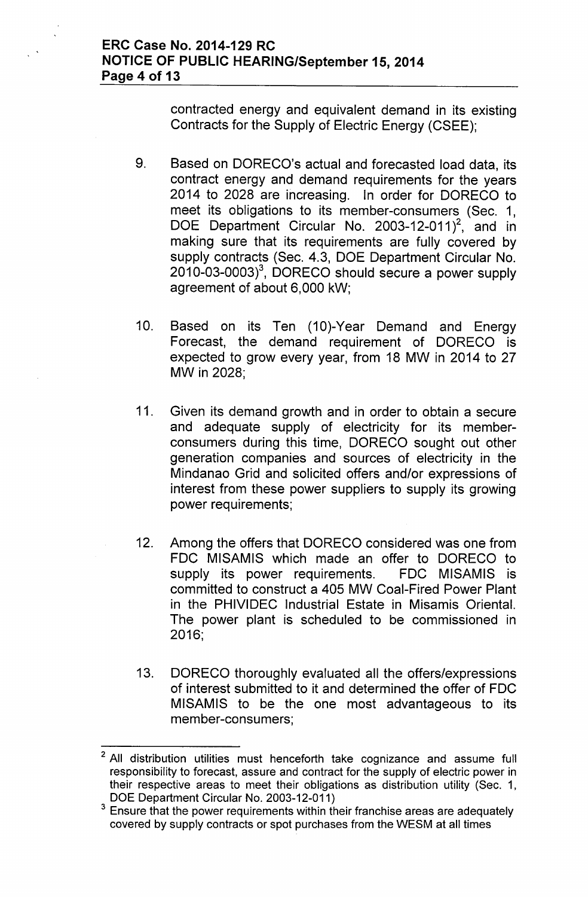contracted energy and equivalent demand in its existing Contracts for the Supply of Electric Energy (CSEE);

9. Based on DORECO's actual and forecasted load data, its contract energy and demand requirements for the years 2014 to 2028 are increasing. In order for DORECO to meet its obligations to its member-consumers (Sec. 1, DOE Department Circular No. 2003-12-011)[2], and in making sure that its requirements are fully covered by supply contracts (Sec. 4.3, DOE Department Circular No. 2010-03-0003)[3], DORECO should secure a power supply agreement of about 6,000 kW;

10. Based on its Ten (10)-Year Demand and Energy Forecast, the demand requirement of DORECO is expected to grow every year, from 18 MW in 2014 to 27 MW in 2028;

11. Given its demand growth and in order to obtain a secure and adequate supply of electricity for its member-consumers during this time, DORECO sought out other generation companies and sources of electricity in the Mindanao Grid and solicited offers and/or expressions of interest from these power suppliers to supply its growing power requirements;

12. Among the offers that DORECO considered was one from FDC MISAMIS which made an offer to DORECO to supply its power requirements. FDC MISAMIS is committed to construct a 405 MW Coal-Fired Power Plant in the PHIVIDEC Industrial Estate in Misamis Oriental. The power plant is scheduled to be commissioned in 2016;

13. DORECO thoroughly evaluated all the offers/expressions of interest submitted to it and determined the offer of FDC MISAMIS to be the one most advantageous to its member-consumers;

---

[2] All distribution utilities must henceforth take cognizance and assume full responsibility to forecast, assure and contract for the supply of electric power in their respective areas to meet their obligations as distribution utility (Sec. 1, DOE Department Circular No. 2003-12-011)

[3] Ensure that the power requirements within their franchise areas are adequately covered by supply contracts or spot purchases from the WESM at all times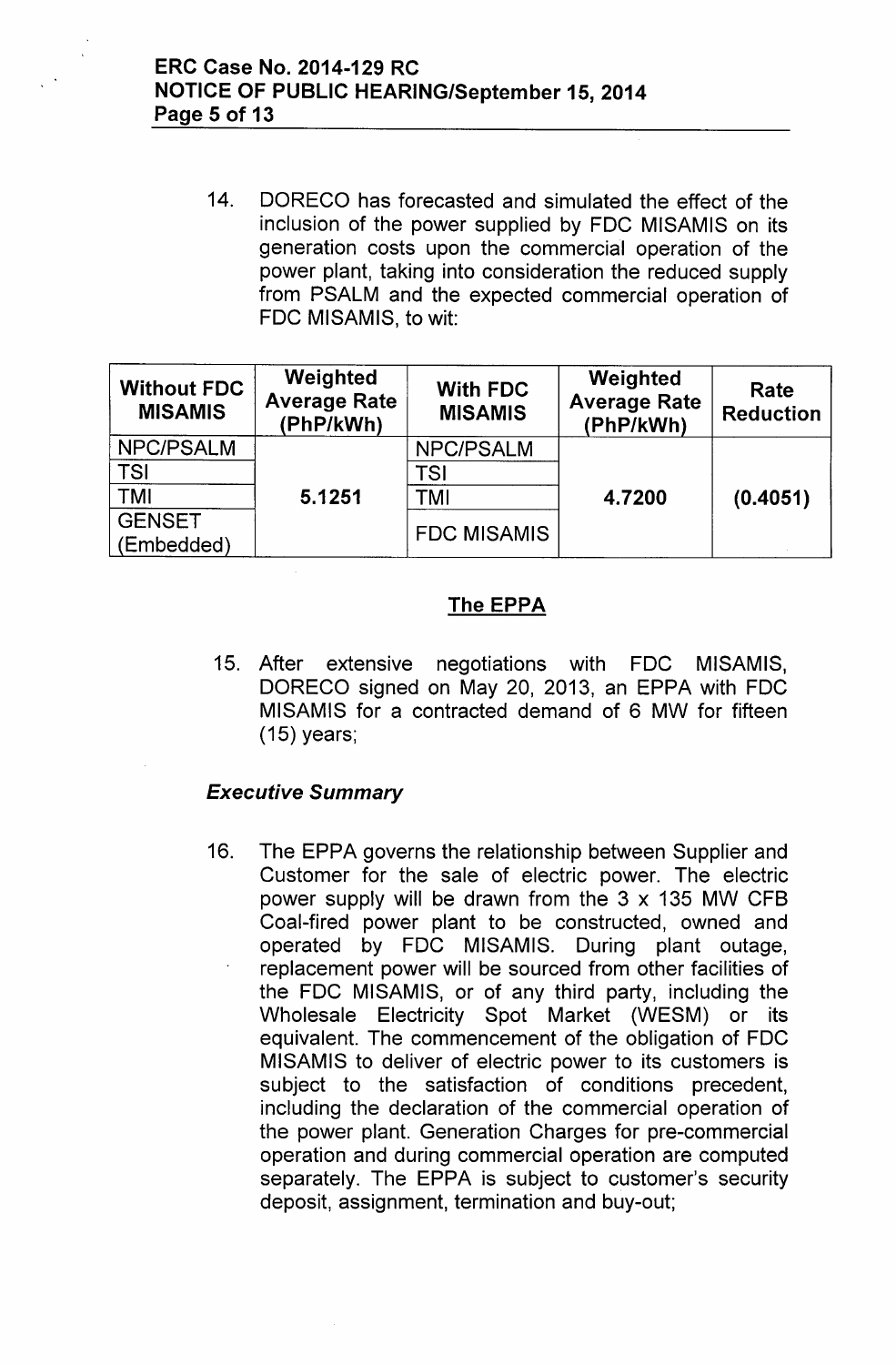14. DORECO has forecasted and simulated the effect of the inclusion of the power supplied by FDC MISAMIS on its generation costs upon the commercial operation of the power plant, taking into consideration the reduced supply from PSALM and the expected commercial operation of FDC MISAMIS, to wit:

| Without FDC MISAMIS | Weighted Average Rate (PhP/kWh) | With FDC MISAMIS | Weighted Average Rate (PhP/kWh) | Rate Reduction |
|---|---|---|---|---|
| NPC/PSALM | | NPC/PSALM | | |
| TSI | | TSI | | |
| TMI | **5.1251** | TMI | **4.7200** | **(0.4051)** |
| GENSET (Embedded) | | FDC MISAMIS | | |

## The EPPA

15. After extensive negotiations with FDC MISAMIS, DORECO signed on May 20, 2013, an EPPA with FDC MISAMIS for a contracted demand of 6 MW for fifteen (15) years;

### *Executive Summary*

16. The EPPA governs the relationship between Supplier and Customer for the sale of electric power. The electric power supply will be drawn from the 3 x 135 MW CFB Coal-fired power plant to be constructed, owned and operated by FDC MISAMIS. During plant outage, replacement power will be sourced from other facilities of the FDC MISAMIS, or of any third party, including the Wholesale Electricity Spot Market (WESM) or its equivalent. The commencement of the obligation of FDC MISAMIS to deliver of electric power to its customers is subject to the satisfaction of conditions precedent, including the declaration of the commercial operation of the power plant. Generation Charges for pre-commercial operation and during commercial operation are computed separately. The EPPA is subject to customer's security deposit, assignment, termination and buy-out;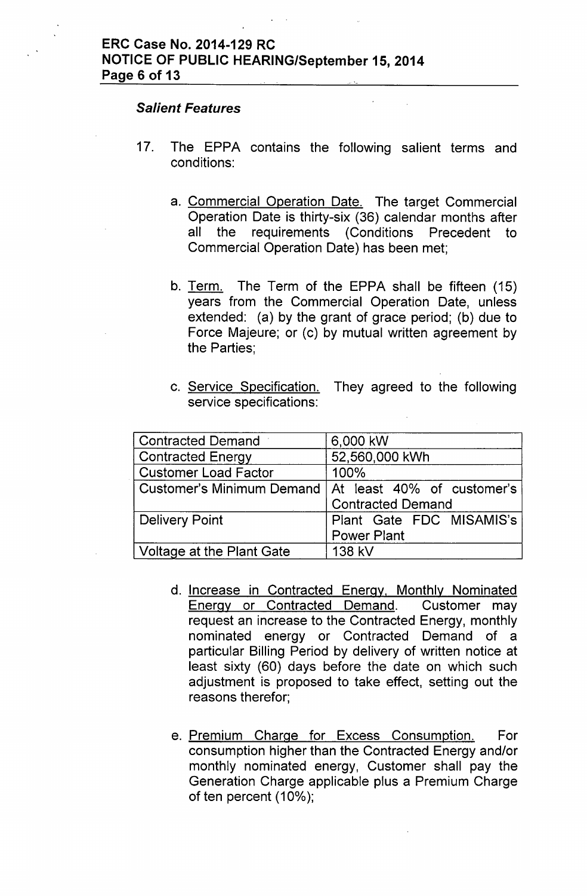***Salient Features***

17. The EPPA contains the following salient terms and conditions:

    a. Commercial Operation Date. The target Commercial Operation Date is thirty-six (36) calendar months after all the requirements (Conditions Precedent to Commercial Operation Date) has been met;

    b. Term. The Term of the EPPA shall be fifteen (15) years from the Commercial Operation Date, unless extended: (a) by the grant of grace period; (b) due to Force Majeure; or (c) by mutual written agreement by the Parties;

    c. Service Specification. They agreed to the following service specifications:

| Contracted Demand | 6,000 kW |
|---|---|
| Contracted Energy | 52,560,000 kWh |
| Customer Load Factor | 100% |
| Customer's Minimum Demand | At least 40% of customer's Contracted Demand |
| Delivery Point | Plant Gate FDC MISAMIS's Power Plant |
| Voltage at the Plant Gate | 138 kV |

    d. Increase in Contracted Energy, Monthly Nominated Energy or Contracted Demand. Customer may request an increase to the Contracted Energy, monthly nominated energy or Contracted Demand of a particular Billing Period by delivery of written notice at least sixty (60) days before the date on which such adjustment is proposed to take effect, setting out the reasons therefor;

    e. Premium Charge for Excess Consumption. For consumption higher than the Contracted Energy and/or monthly nominated energy, Customer shall pay the Generation Charge applicable plus a Premium Charge of ten percent (10%);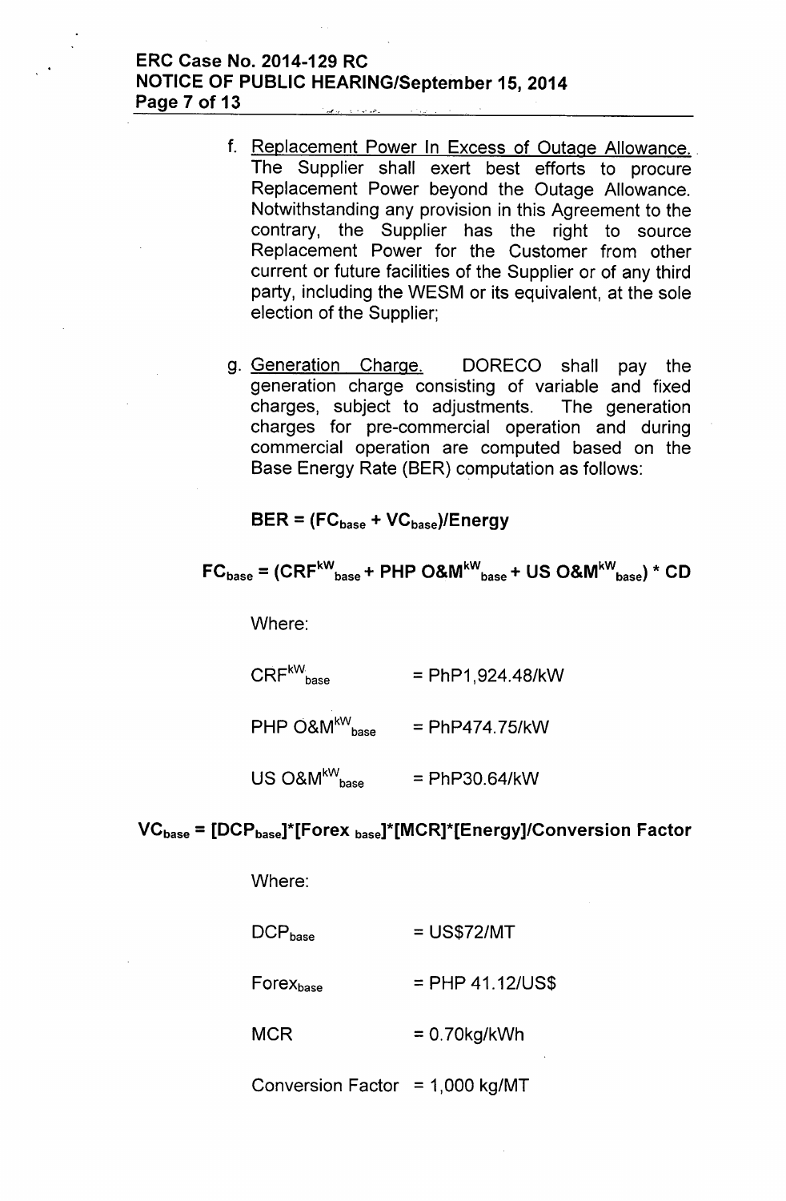f. Replacement Power In Excess of Outage Allowance. The Supplier shall exert best efforts to procure Replacement Power beyond the Outage Allowance. Notwithstanding any provision in this Agreement to the contrary, the Supplier has the right to source Replacement Power for the Customer from other current or future facilities of the Supplier or of any third party, including the WESM or its equivalent, at the sole election of the Supplier;

g. Generation Charge. DORECO shall pay the generation charge consisting of variable and fixed charges, subject to adjustments. The generation charges for pre-commercial operation and during commercial operation are computed based on the Base Energy Rate (BER) computation as follows:

$$\mathbf{BER = (FC_{base} + VC_{base})/Energy}$$

$$\mathbf{FC_{base} = (CRF^{kW}_{base} + PHP\ O\&M^{kW}_{base} + US\ O\&M^{kW}_{base}) * CD}$$

Where:

$CRF^{kW}_{base}$ = PhP1,924.48/kW

PHP $O\&M^{kW}_{base}$ = PhP474.75/kW

US $O\&M^{kW}_{base}$ = PhP30.64/kW

$$\mathbf{VC_{base} = [DCP_{base}]*[Forex_{base}]*[MCR]*[Energy]/Conversion\ Factor}$$

Where:

$DCP_{base}$ = US$72/MT

$Forex_{base}$ = PHP 41.12/US$

MCR = 0.70kg/kWh

Conversion Factor = 1,000 kg/MT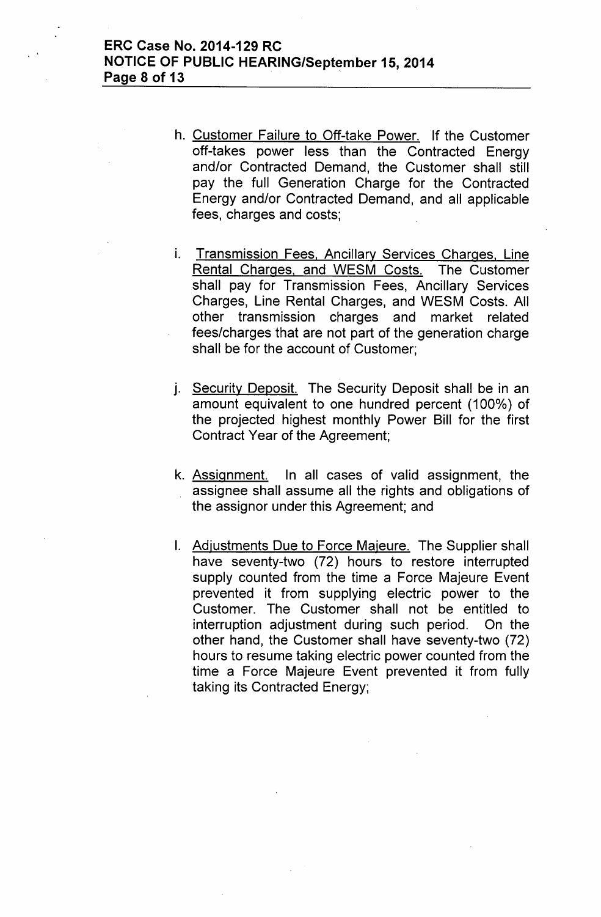h. <u>Customer Failure to Off-take Power.</u> If the Customer off-takes power less than the Contracted Energy and/or Contracted Demand, the Customer shall still pay the full Generation Charge for the Contracted Energy and/or Contracted Demand, and all applicable fees, charges and costs;

i. <u>Transmission Fees, Ancillary Services Charges, Line Rental Charges, and WESM Costs.</u> The Customer shall pay for Transmission Fees, Ancillary Services Charges, Line Rental Charges, and WESM Costs. All other transmission charges and market related fees/charges that are not part of the generation charge shall be for the account of Customer;

j. <u>Security Deposit.</u> The Security Deposit shall be in an amount equivalent to one hundred percent (100%) of the projected highest monthly Power Bill for the first Contract Year of the Agreement;

k. <u>Assignment.</u> In all cases of valid assignment, the assignee shall assume all the rights and obligations of the assignor under this Agreement; and

l. <u>Adjustments Due to Force Majeure.</u> The Supplier shall have seventy-two (72) hours to restore interrupted supply counted from the time a Force Majeure Event prevented it from supplying electric power to the Customer. The Customer shall not be entitled to interruption adjustment during such period. On the other hand, the Customer shall have seventy-two (72) hours to resume taking electric power counted from the time a Force Majeure Event prevented it from fully taking its Contracted Energy;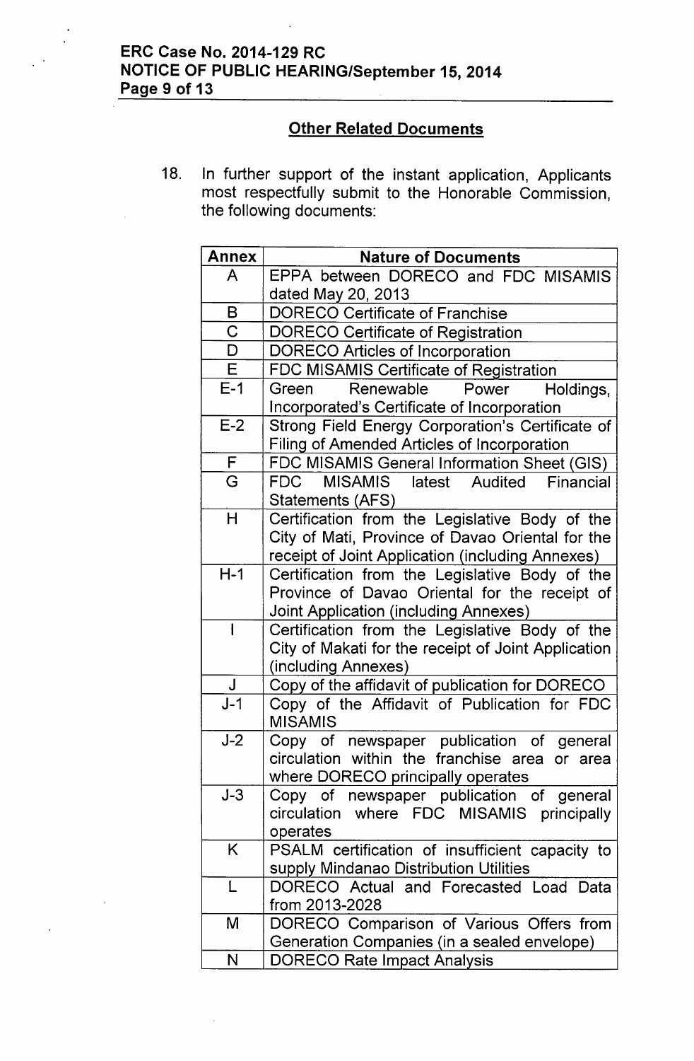## Other Related Documents

18. In further support of the instant application, Applicants most respectfully submit to the Honorable Commission, the following documents:

| Annex | Nature of Documents |
| --- | --- |
| A | EPPA between DORECO and FDC MISAMIS dated May 20, 2013 |
| B | DORECO Certificate of Franchise |
| C | DORECO Certificate of Registration |
| D | DORECO Articles of Incorporation |
| E | FDC MISAMIS Certificate of Registration |
| E-1 | Green Renewable Power Holdings, Incorporated's Certificate of Incorporation |
| E-2 | Strong Field Energy Corporation's Certificate of Filing of Amended Articles of Incorporation |
| F | FDC MISAMIS General Information Sheet (GIS) |
| G | FDC MISAMIS latest Audited Financial Statements (AFS) |
| H | Certification from the Legislative Body of the City of Mati, Province of Davao Oriental for the receipt of Joint Application (including Annexes) |
| H-1 | Certification from the Legislative Body of the Province of Davao Oriental for the receipt of Joint Application (including Annexes) |
| I | Certification from the Legislative Body of the City of Makati for the receipt of Joint Application (including Annexes) |
| J | Copy of the affidavit of publication for DORECO |
| J-1 | Copy of the Affidavit of Publication for FDC MISAMIS |
| J-2 | Copy of newspaper publication of general circulation within the franchise area or area where DORECO principally operates |
| J-3 | Copy of newspaper publication of general circulation where FDC MISAMIS principally operates |
| K | PSALM certification of insufficient capacity to supply Mindanao Distribution Utilities |
| L | DORECO Actual and Forecasted Load Data from 2013-2028 |
| M | DORECO Comparison of Various Offers from Generation Companies (in a sealed envelope) |
| N | DORECO Rate Impact Analysis |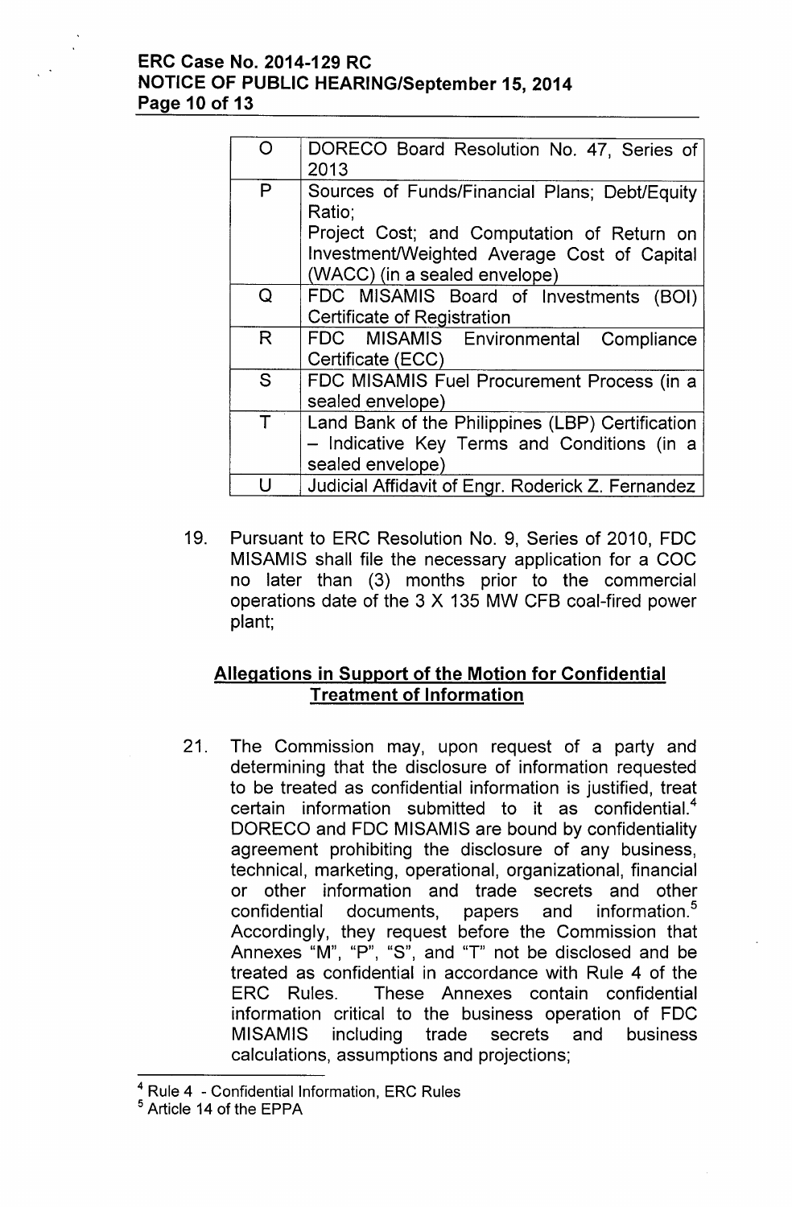| | |
|---|---|
| O | DORECO Board Resolution No. 47, Series of 2013 |
| P | Sources of Funds/Financial Plans; Debt/Equity Ratio; Project Cost; and Computation of Return on Investment/Weighted Average Cost of Capital (WACC) (in a sealed envelope) |
| Q | FDC MISAMIS Board of Investments (BOI) Certificate of Registration |
| R | FDC MISAMIS Environmental Compliance Certificate (ECC) |
| S | FDC MISAMIS Fuel Procurement Process (in a sealed envelope) |
| T | Land Bank of the Philippines (LBP) Certification – Indicative Key Terms and Conditions (in a sealed envelope) |
| U | Judicial Affidavit of Engr. Roderick Z. Fernandez |

19. Pursuant to ERC Resolution No. 9, Series of 2010, FDC MISAMIS shall file the necessary application for a COC no later than (3) months prior to the commercial operations date of the 3 X 135 MW CFB coal-fired power plant;

## Allegations in Support of the Motion for Confidential Treatment of Information

21. The Commission may, upon request of a party and determining that the disclosure of information requested to be treated as confidential information is justified, treat certain information submitted to it as confidential.[4] DORECO and FDC MISAMIS are bound by confidentiality agreement prohibiting the disclosure of any business, technical, marketing, operational, organizational, financial or other information and trade secrets and other confidential documents, papers and information.[5] Accordingly, they request before the Commission that Annexes "M", "P", "S", and "T" not be disclosed and be treated as confidential in accordance with Rule 4 of the ERC Rules. These Annexes contain confidential information critical to the business operation of FDC MISAMIS including trade secrets and business calculations, assumptions and projections;

---

[4] Rule 4 - Confidential Information, ERC Rules

[5] Article 14 of the EPPA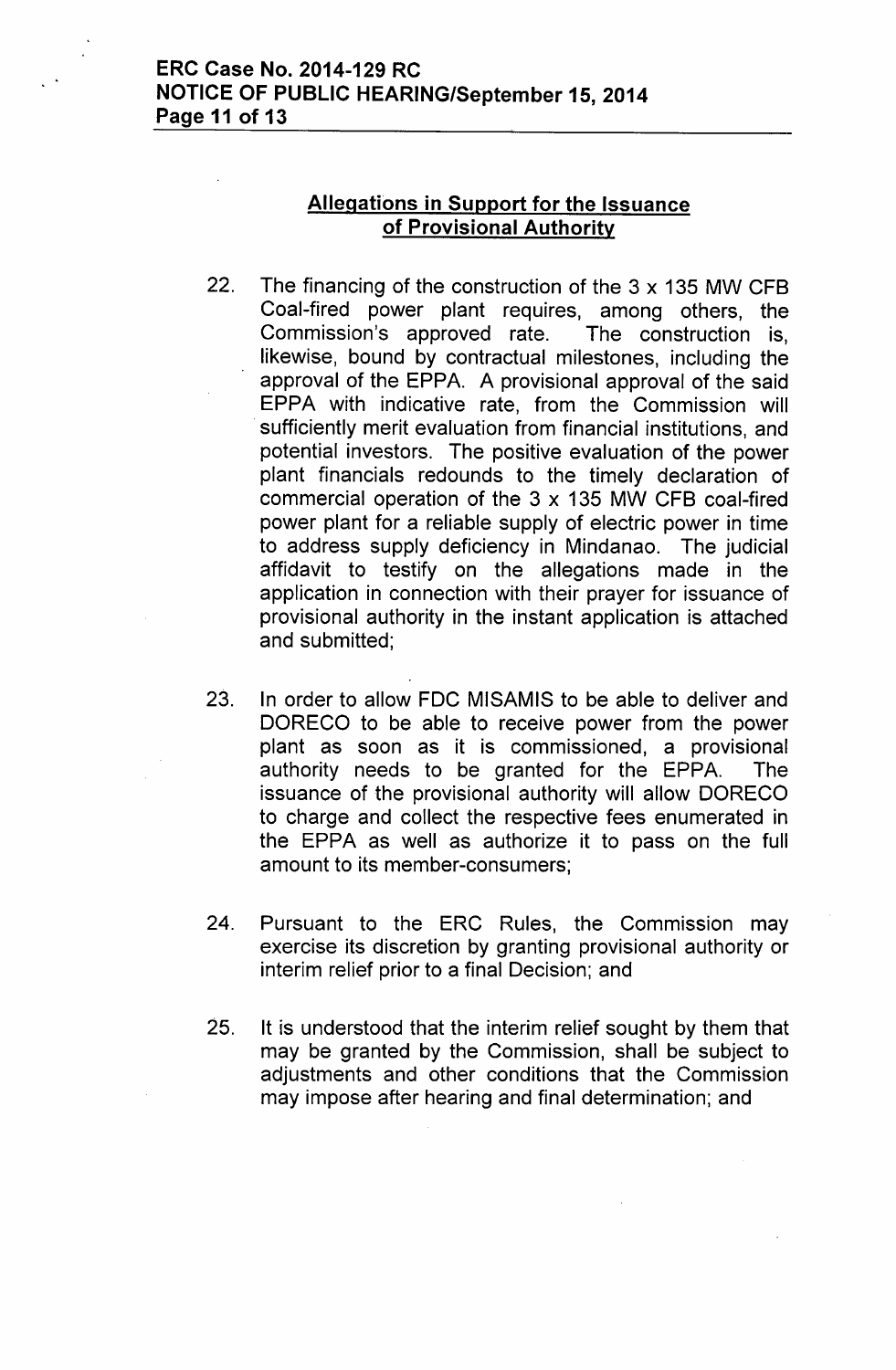## Allegations in Support for the Issuance of Provisional Authority

22. The financing of the construction of the 3 x 135 MW CFB Coal-fired power plant requires, among others, the Commission's approved rate. The construction is, likewise, bound by contractual milestones, including the approval of the EPPA. A provisional approval of the said EPPA with indicative rate, from the Commission will sufficiently merit evaluation from financial institutions, and potential investors. The positive evaluation of the power plant financials redounds to the timely declaration of commercial operation of the 3 x 135 MW CFB coal-fired power plant for a reliable supply of electric power in time to address supply deficiency in Mindanao. The judicial affidavit to testify on the allegations made in the application in connection with their prayer for issuance of provisional authority in the instant application is attached and submitted;

23. In order to allow FDC MISAMIS to be able to deliver and DORECO to be able to receive power from the power plant as soon as it is commissioned, a provisional authority needs to be granted for the EPPA. The issuance of the provisional authority will allow DORECO to charge and collect the respective fees enumerated in the EPPA as well as authorize it to pass on the full amount to its member-consumers;

24. Pursuant to the ERC Rules, the Commission may exercise its discretion by granting provisional authority or interim relief prior to a final Decision; and

25. It is understood that the interim relief sought by them that may be granted by the Commission, shall be subject to adjustments and other conditions that the Commission may impose after hearing and final determination; and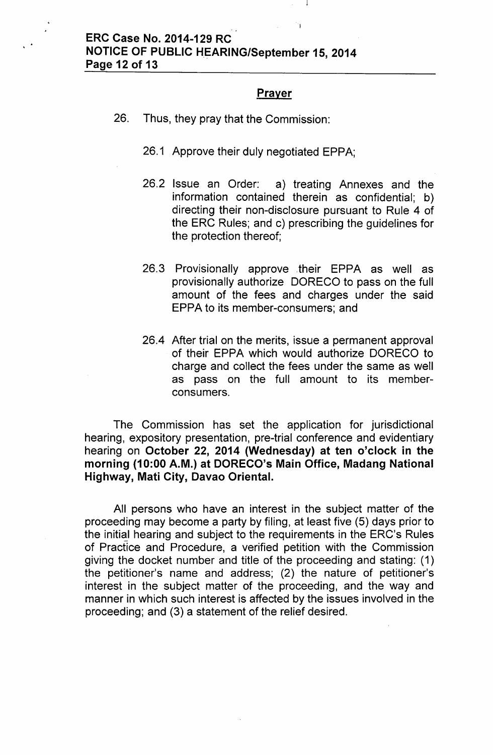## Prayer

26. Thus, they pray that the Commission:

    26.1 Approve their duly negotiated EPPA;

    26.2 Issue an Order: a) treating Annexes and the information contained therein as confidential; b) directing their non-disclosure pursuant to Rule 4 of the ERC Rules; and c) prescribing the guidelines for the protection thereof;

    26.3 Provisionally approve their EPPA as well as provisionally authorize DORECO to pass on the full amount of the fees and charges under the said EPPA to its member-consumers; and

    26.4 After trial on the merits, issue a permanent approval of their EPPA which would authorize DORECO to charge and collect the fees under the same as well as pass on the full amount to its member-consumers.

The Commission has set the application for jurisdictional hearing, expository presentation, pre-trial conference and evidentiary hearing on **October 22, 2014 (Wednesday) at ten o'clock in the morning (10:00 A.M.) at DORECO's Main Office, Madang National Highway, Mati City, Davao Oriental.**

All persons who have an interest in the subject matter of the proceeding may become a party by filing, at least five (5) days prior to the initial hearing and subject to the requirements in the ERC's Rules of Practice and Procedure, a verified petition with the Commission giving the docket number and title of the proceeding and stating: (1) the petitioner's name and address; (2) the nature of petitioner's interest in the subject matter of the proceeding, and the way and manner in which such interest is affected by the issues involved in the proceeding; and (3) a statement of the relief desired.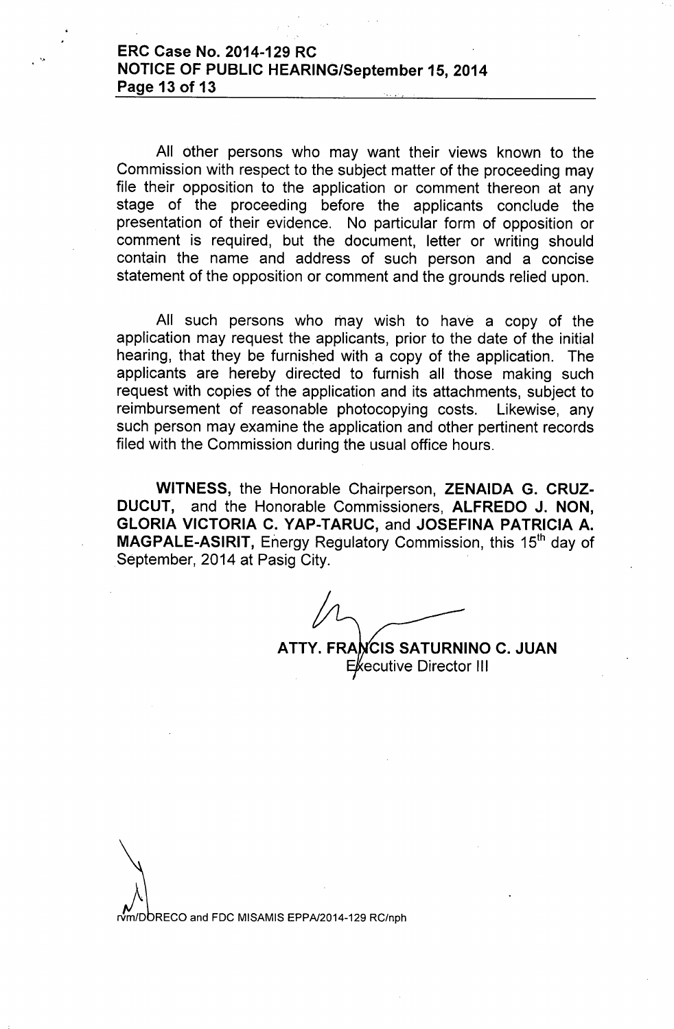All other persons who may want their views known to the Commission with respect to the subject matter of the proceeding may file their opposition to the application or comment thereon at any stage of the proceeding before the applicants conclude the presentation of their evidence. No particular form of opposition or comment is required, but the document, letter or writing should contain the name and address of such person and a concise statement of the opposition or comment and the grounds relied upon.

All such persons who may wish to have a copy of the application may request the applicants, prior to the date of the initial hearing, that they be furnished with a copy of the application. The applicants are hereby directed to furnish all those making such request with copies of the application and its attachments, subject to reimbursement of reasonable photocopying costs. Likewise, any such person may examine the application and other pertinent records filed with the Commission during the usual office hours.

**WITNESS,** the Honorable Chairperson, **ZENAIDA G. CRUZ-DUCUT,** and the Honorable Commissioners, **ALFREDO J. NON, GLORIA VICTORIA C. YAP-TARUC,** and **JOSEFINA PATRICIA A. MAGPALE-ASIRIT,** Energy Regulatory Commission, this 15th day of September, 2014 at Pasig City.

**ATTY. FRANCIS SATURNINO C. JUAN**
Executive Director III

rvm/DORECO and FDC MISAMIS EPPA/2014-129 RC/nph